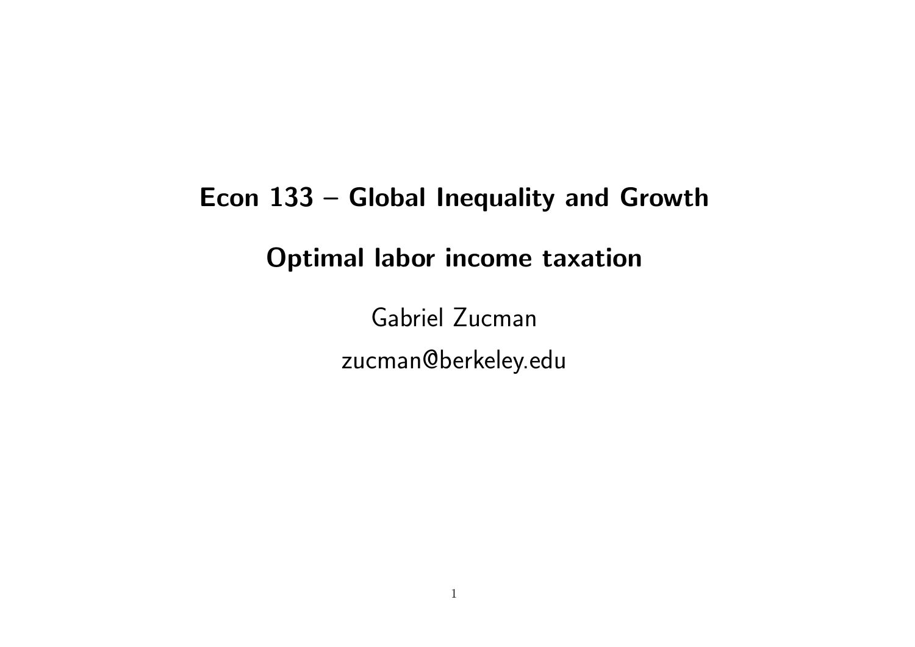# Econ 133 – Global Inequality and Growth

## Optimal labor income taxation

Gabriel Zucman

zucman@berkeley.edu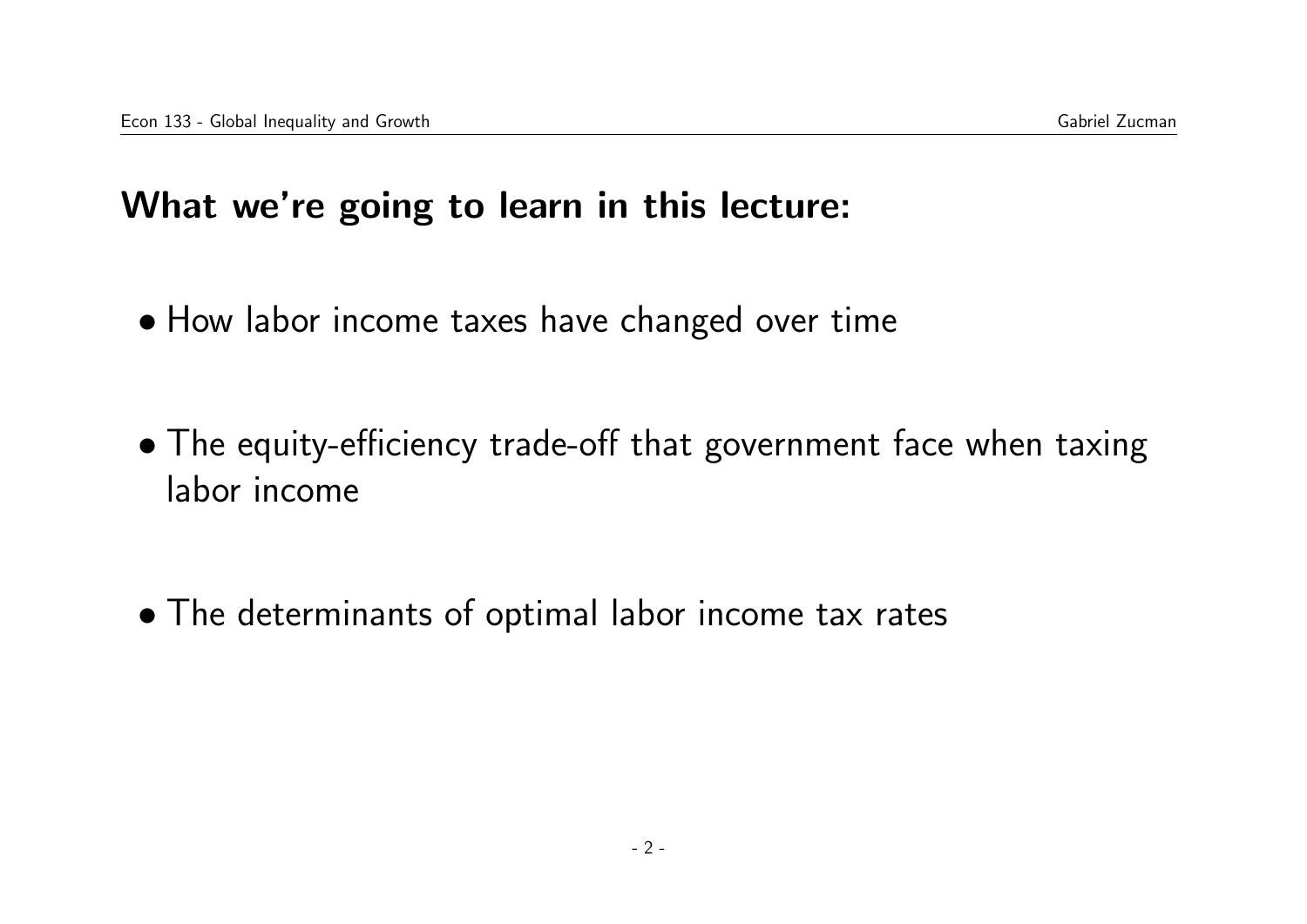## What we're going to learn in this lecture:

- How labor income taxes have changed over time
- The equity-efficiency trade-off that government face when taxing labor income
- The determinants of optimal labor income tax rates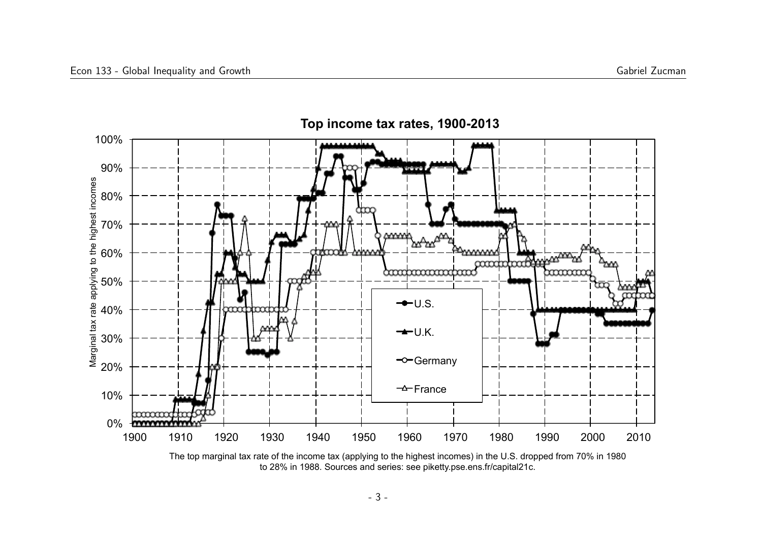**Top income tax rates, 1900-2013**

The top marginal tax rate of the income tax (applying to the highest incomes) in the U.S. dropped from 70% in 1980 to 28% in 1988. Sources and series: see piketty.pse.ens.fr/capital21c.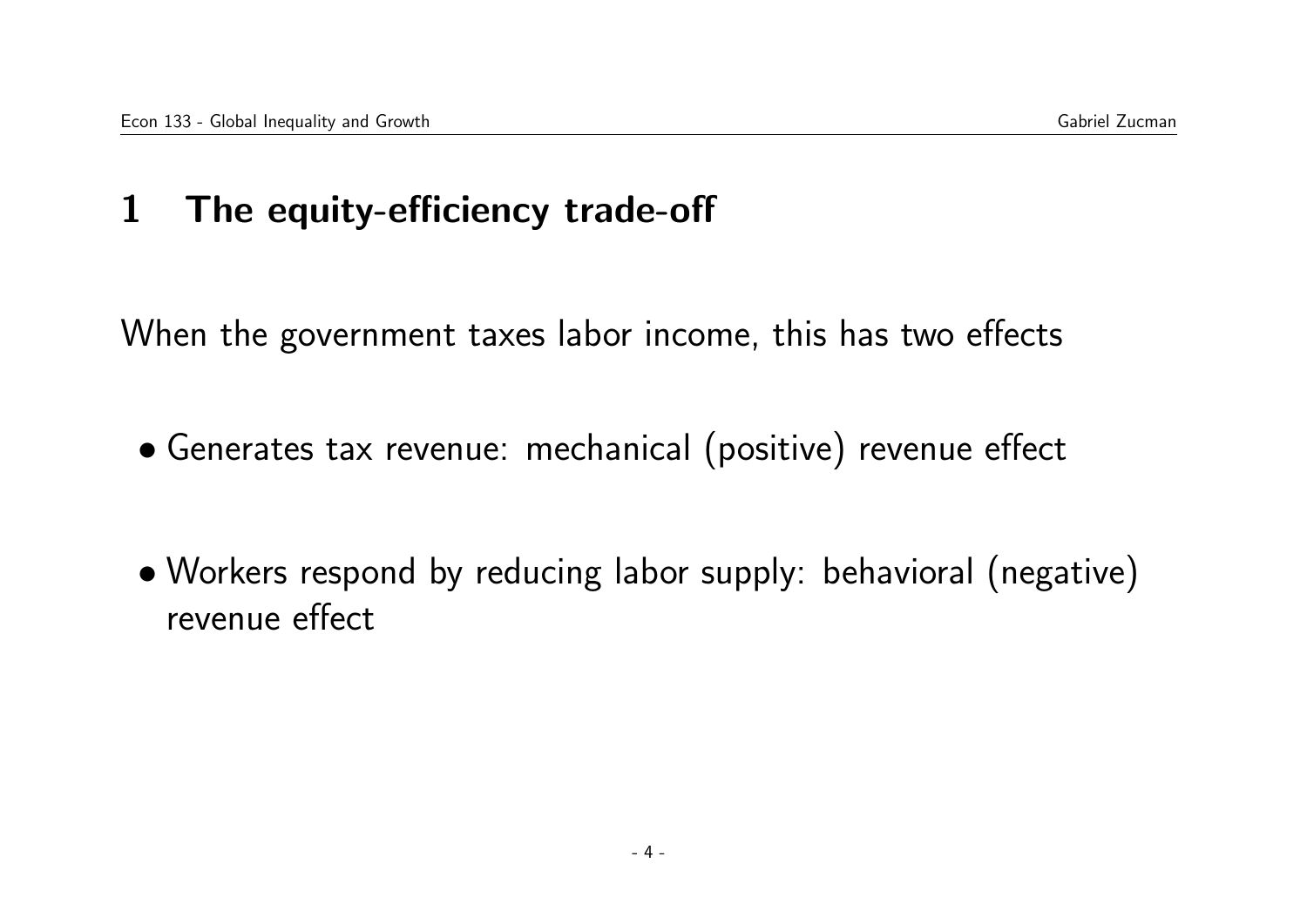# 1 The equity-efficiency trade-off

When the government taxes labor income, this has two effects

- Generates tax revenue: mechanical (positive) revenue effect
- Workers respond by reducing labor supply: behavioral (negative) revenue effect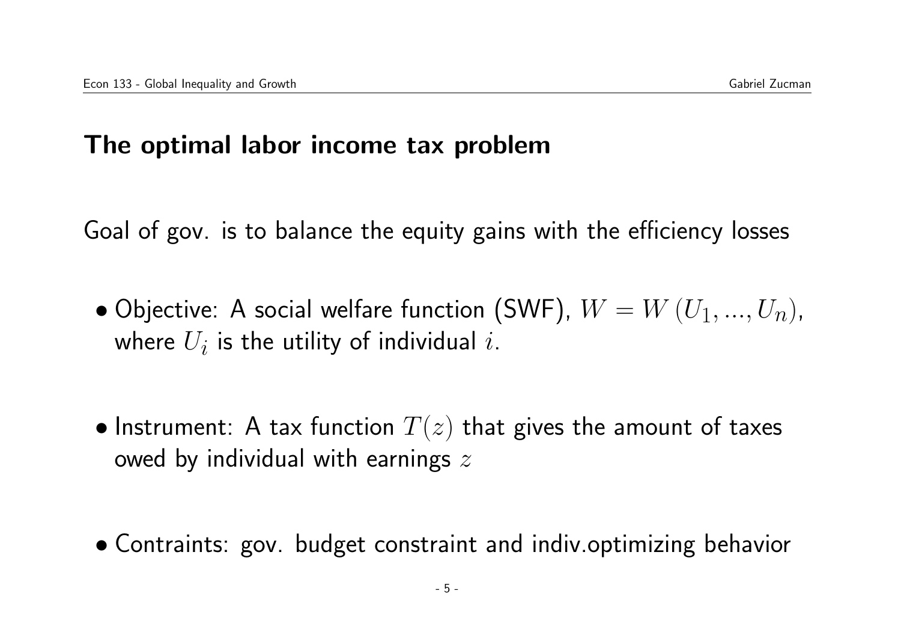## The optimal labor income tax problem

Goal of gov. is to balance the equity gains with the efficiency losses

- Objective: A social welfare function (SWF), $W = W(U_1, ..., U_n)$, where $U_i$ is the utility of individual $i$.

- Instrument: A tax function $T(z)$ that gives the amount of taxes owed by individual with earnings $z$

- Contraints: gov. budget constraint and indiv.optimizing behavior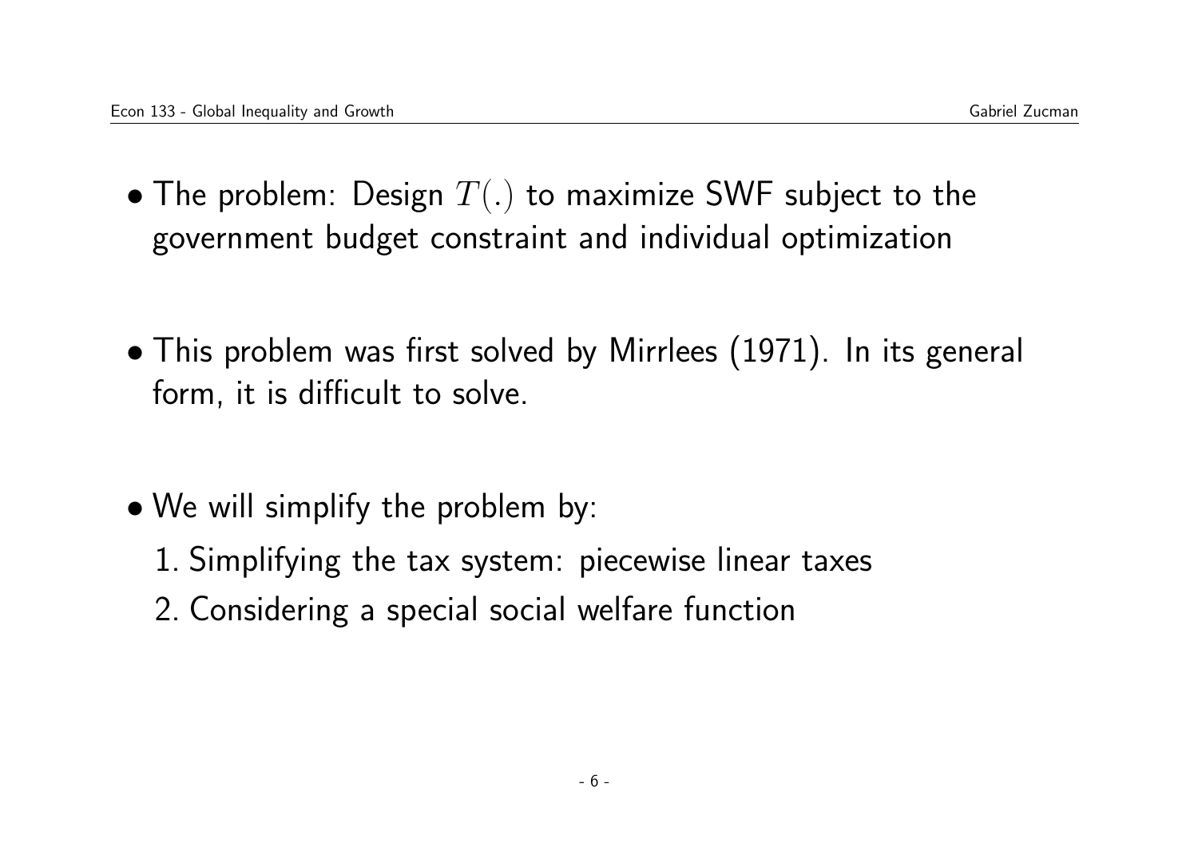- The problem: Design $T(.)$ to maximize SWF subject to the government budget constraint and individual optimization

- This problem was first solved by Mirrlees (1971). In its general form, it is difficult to solve.

- We will simplify the problem by:
  1. Simplifying the tax system: piecewise linear taxes
  2. Considering a special social welfare function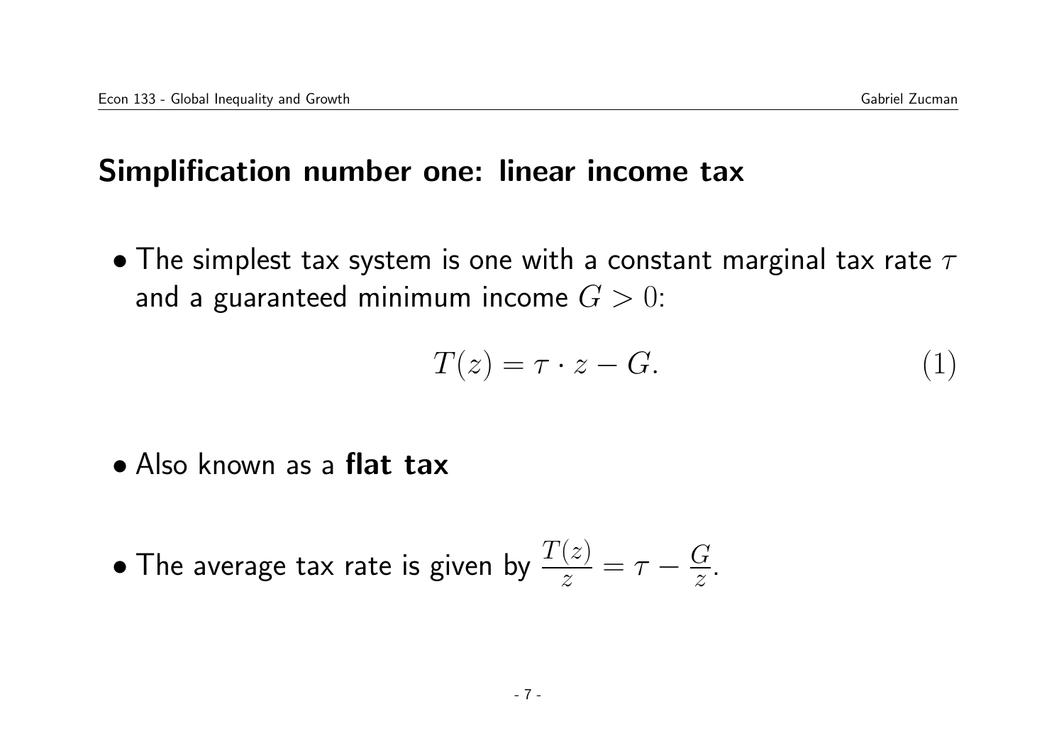## Simplification number one: linear income tax

- The simplest tax system is one with a constant marginal tax rate $\tau$ and a guaranteed minimum income $G > 0$:

$$T(z) = \tau \cdot z - G. \qquad (1)$$

- Also known as a **flat tax**

- The average tax rate is given by $\frac{T(z)}{z} = \tau - \frac{G}{z}$.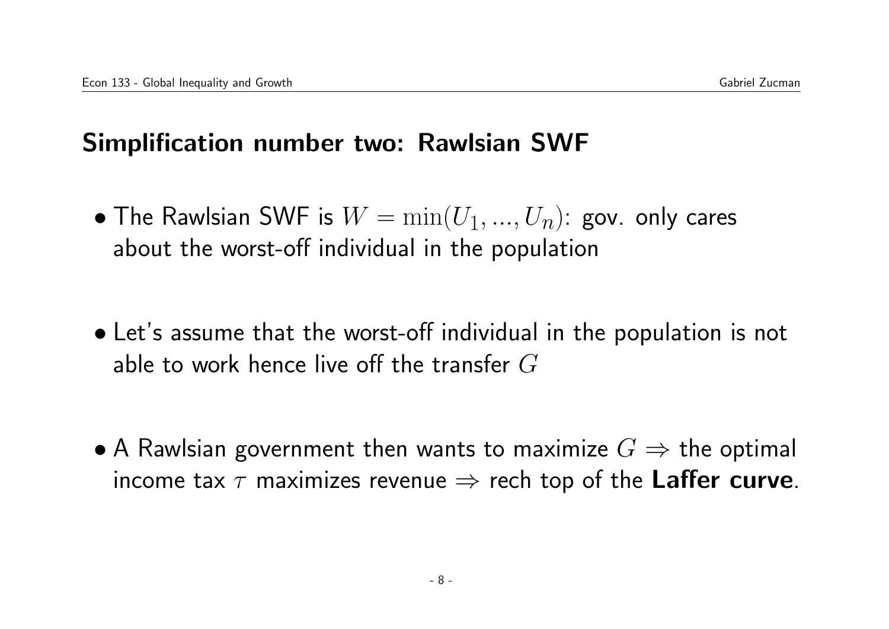## Simplification number two: Rawlsian SWF

- The Rawlsian SWF is $W = \min(U_1, ..., U_n)$: gov. only cares about the worst-off individual in the population

- Let's assume that the worst-off individual in the population is not able to work hence live off the transfer $G$

- A Rawlsian government then wants to maximize $G \Rightarrow$ the optimal income tax $\tau$ maximizes revenue $\Rightarrow$ rech top of the **Laffer curve**.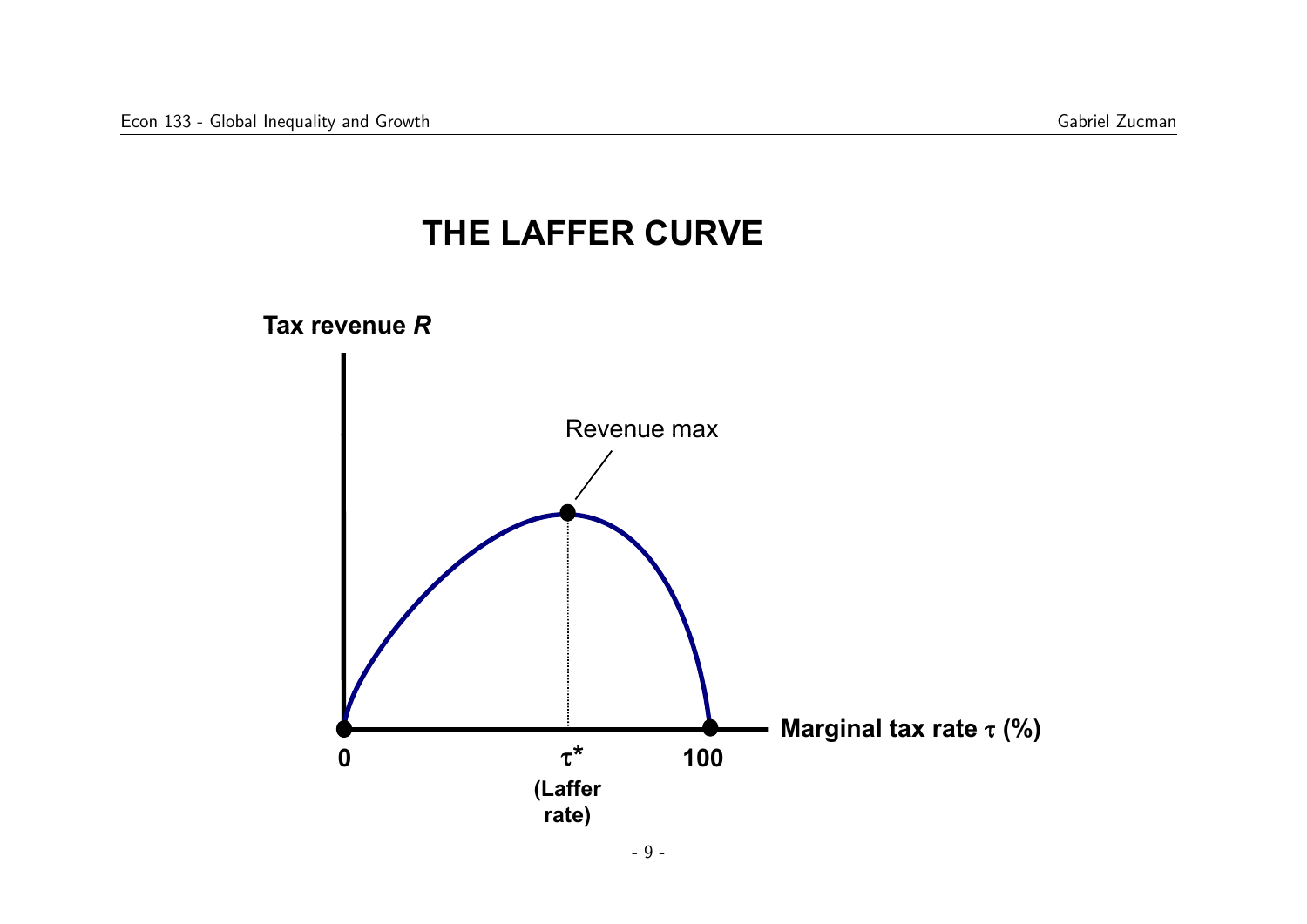# THE LAFFER CURVE

Tax revenue $R$

Revenue max

0

$\tau^*$

(Laffer rate)

100

Marginal tax rate $\tau$ (%)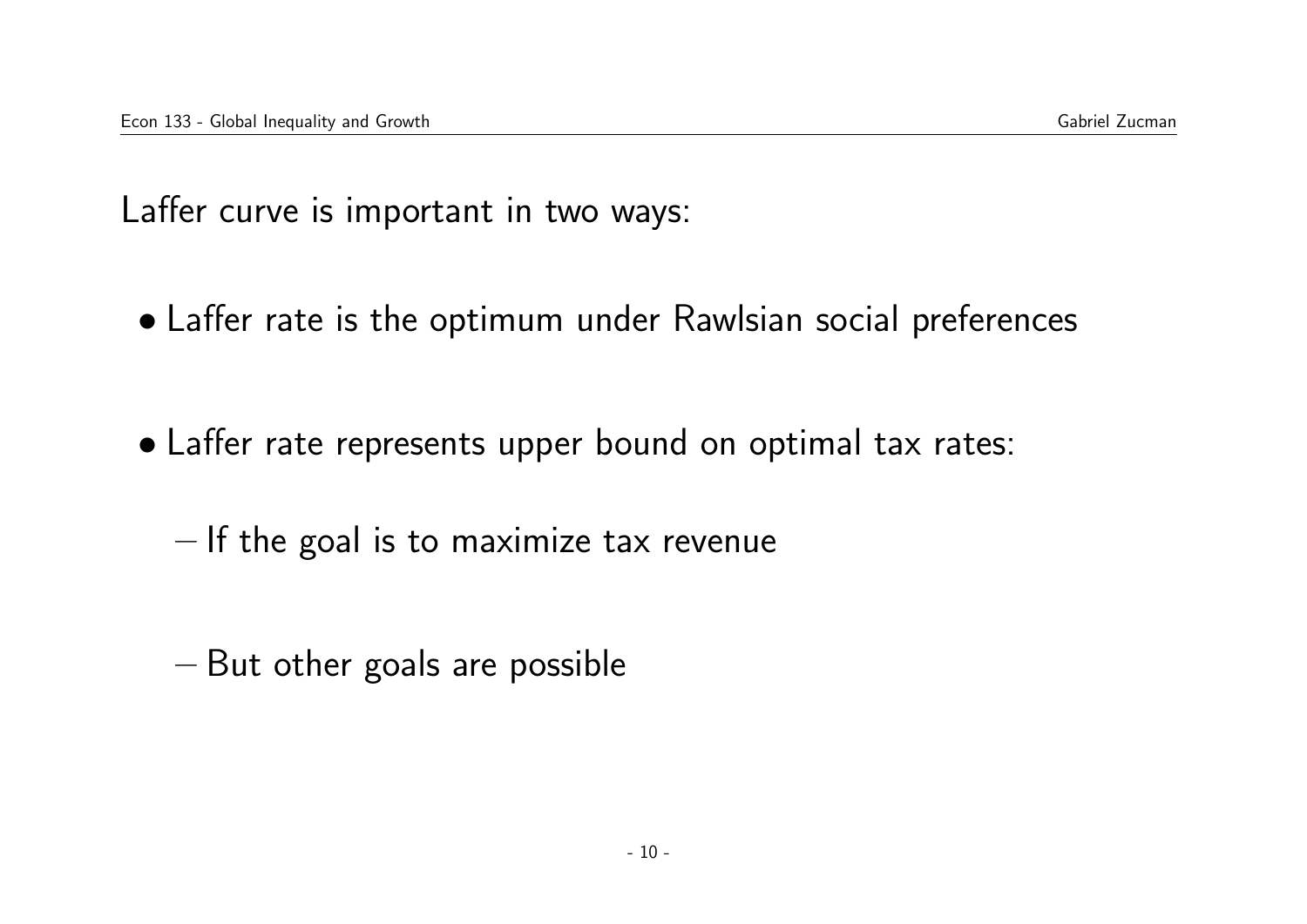Laffer curve is important in two ways:

- Laffer rate is the optimum under Rawlsian social preferences
- Laffer rate represents upper bound on optimal tax rates:
  - If the goal is to maximize tax revenue
  - But other goals are possible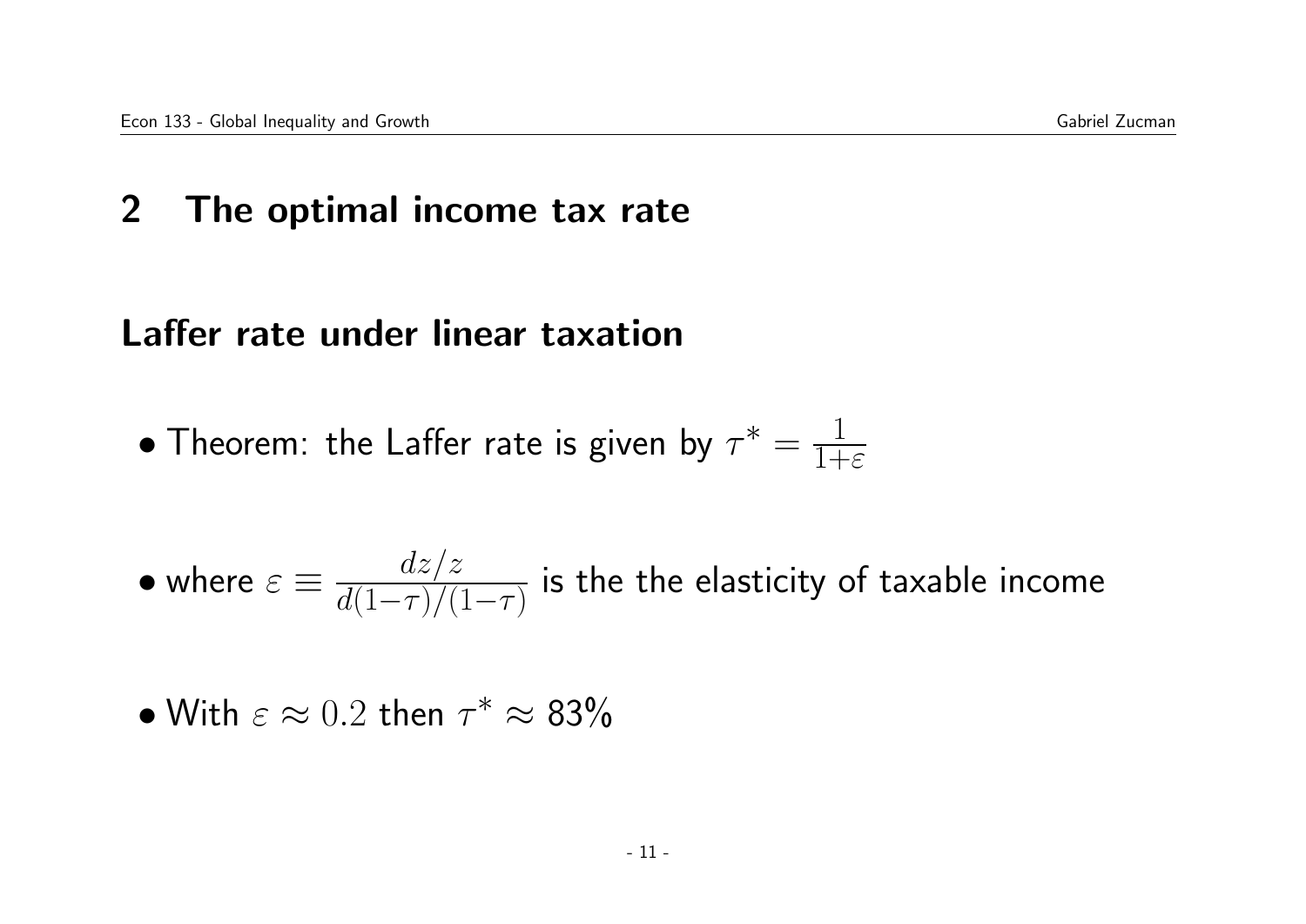# 2 The optimal income tax rate

## Laffer rate under linear taxation

- Theorem: the Laffer rate is given by $\tau^* = \frac{1}{1+\varepsilon}$
- where $\varepsilon \equiv \frac{dz/z}{d(1-\tau)/(1-\tau)}$ is the the elasticity of taxable income
- With $\varepsilon \approx 0.2$ then $\tau^* \approx$ 83%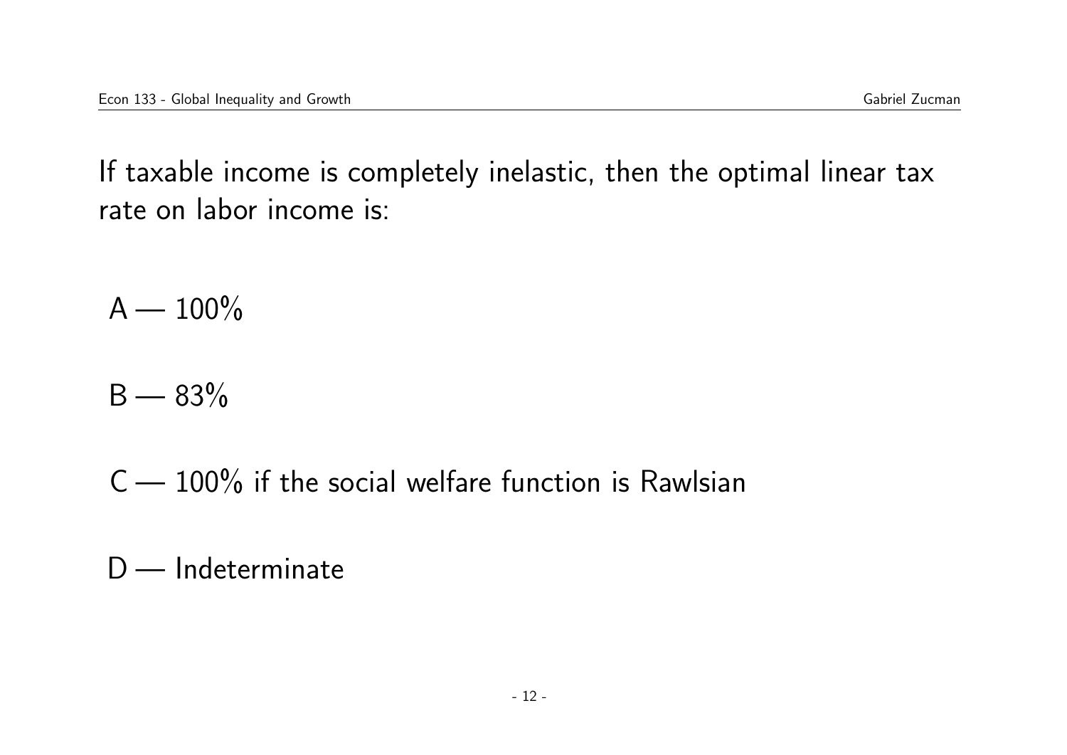If taxable income is completely inelastic, then the optimal linear tax rate on labor income is:

A — 100%

B — 83%

C — 100% if the social welfare function is Rawlsian

D — Indeterminate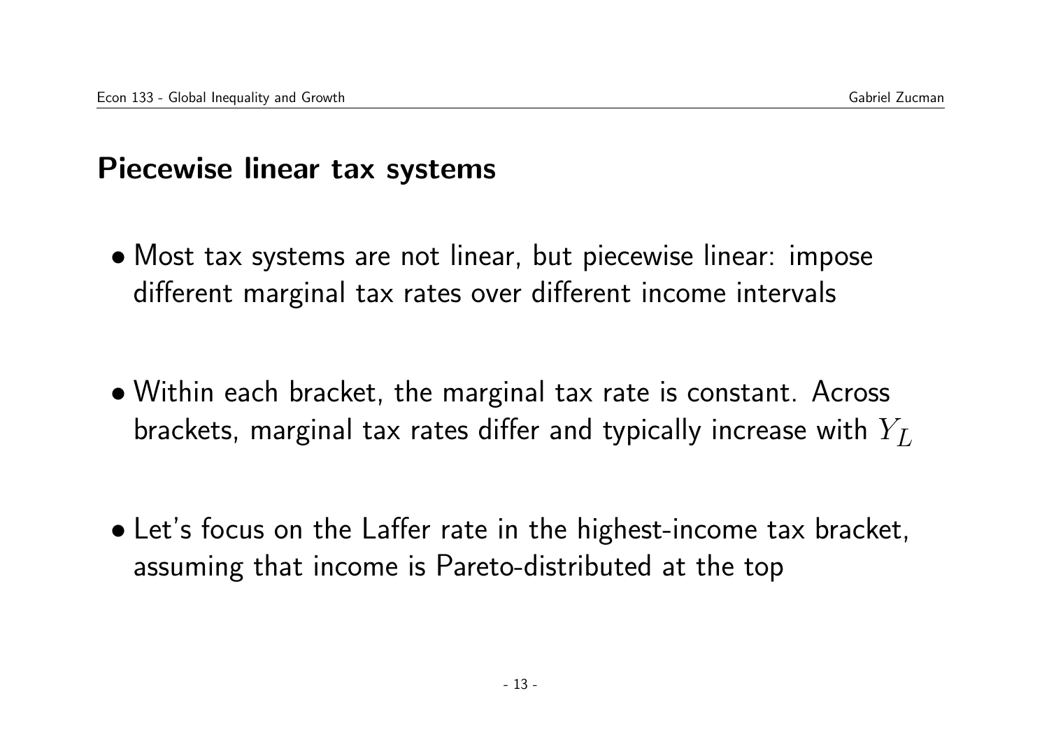## Piecewise linear tax systems

- Most tax systems are not linear, but piecewise linear: impose different marginal tax rates over different income intervals

- Within each bracket, the marginal tax rate is constant. Across brackets, marginal tax rates differ and typically increase with $Y_L$

- Let's focus on the Laffer rate in the highest-income tax bracket, assuming that income is Pareto-distributed at the top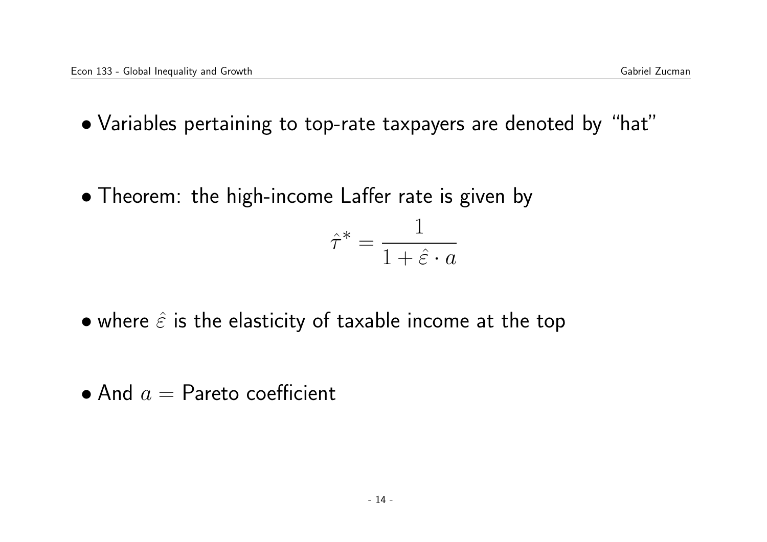- Variables pertaining to top-rate taxpayers are denoted by "hat"

- Theorem: the high-income Laffer rate is given by

$$\hat{\tau}^* = \frac{1}{1 + \hat{\varepsilon} \cdot a}$$

- where $\hat{\varepsilon}$ is the elasticity of taxable income at the top

- And $a =$ Pareto coefficient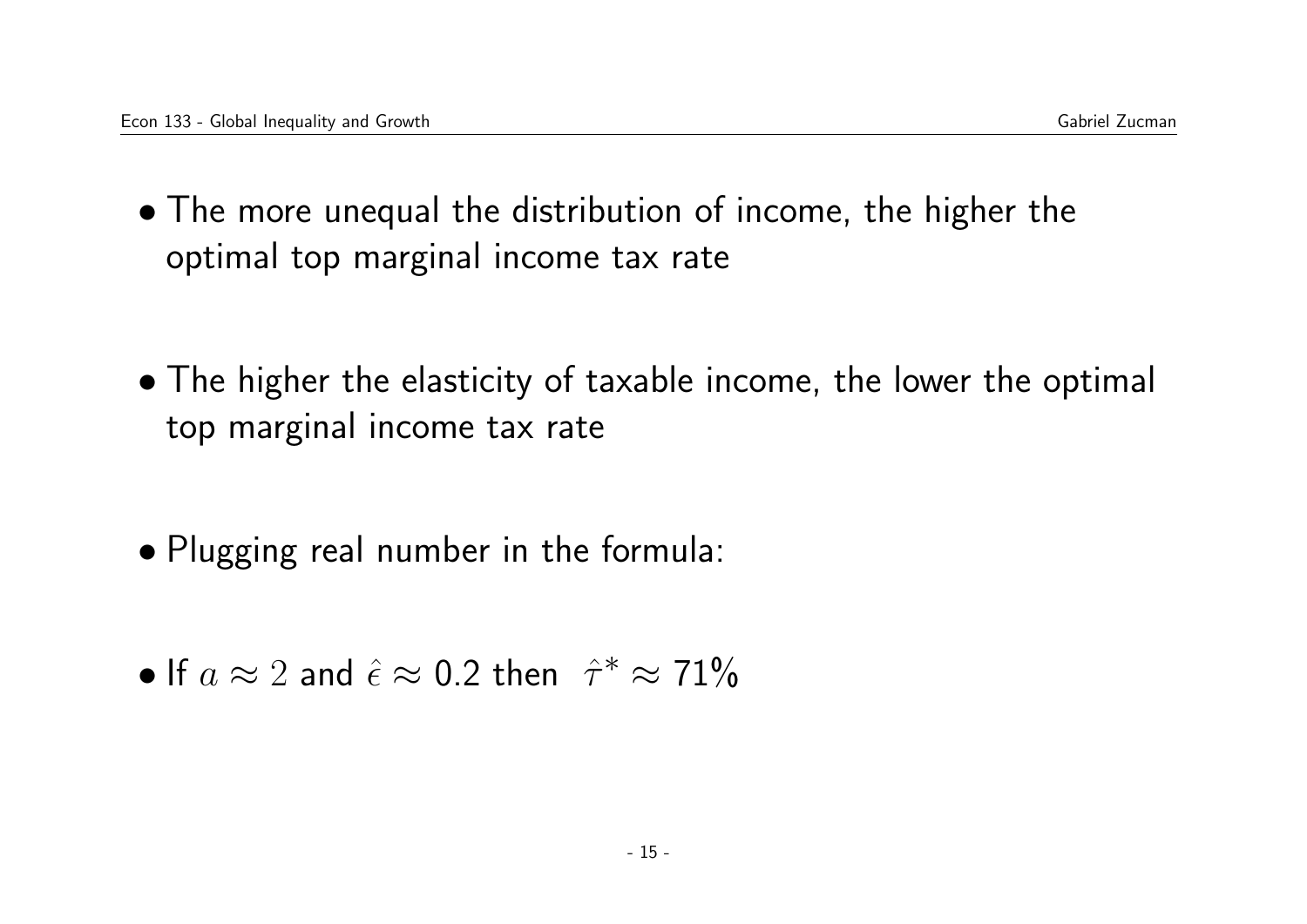- The more unequal the distribution of income, the higher the optimal top marginal income tax rate

- The higher the elasticity of taxable income, the lower the optimal top marginal income tax rate

- Plugging real number in the formula:

- If $a \approx 2$ and $\hat{\epsilon} \approx 0.2$ then $\hat{\tau}^* \approx 71\%$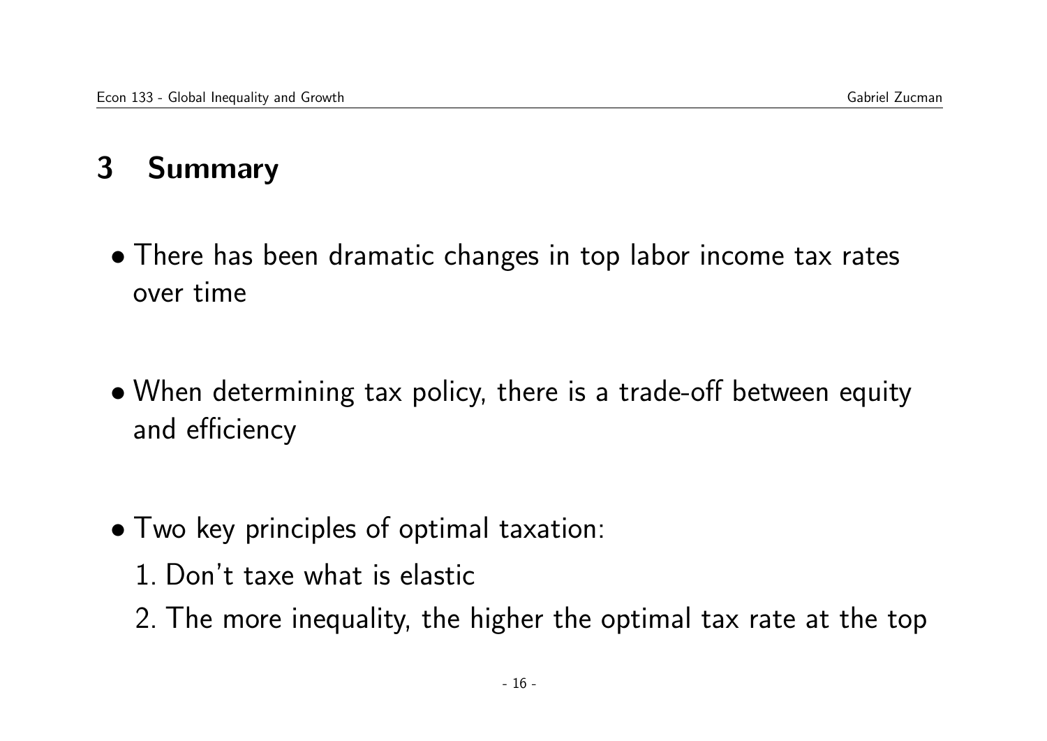## 3 Summary

- There has been dramatic changes in top labor income tax rates over time

- When determining tax policy, there is a trade-off between equity and efficiency

- Two key principles of optimal taxation:
  1. Don't taxe what is elastic
  2. The more inequality, the higher the optimal tax rate at the top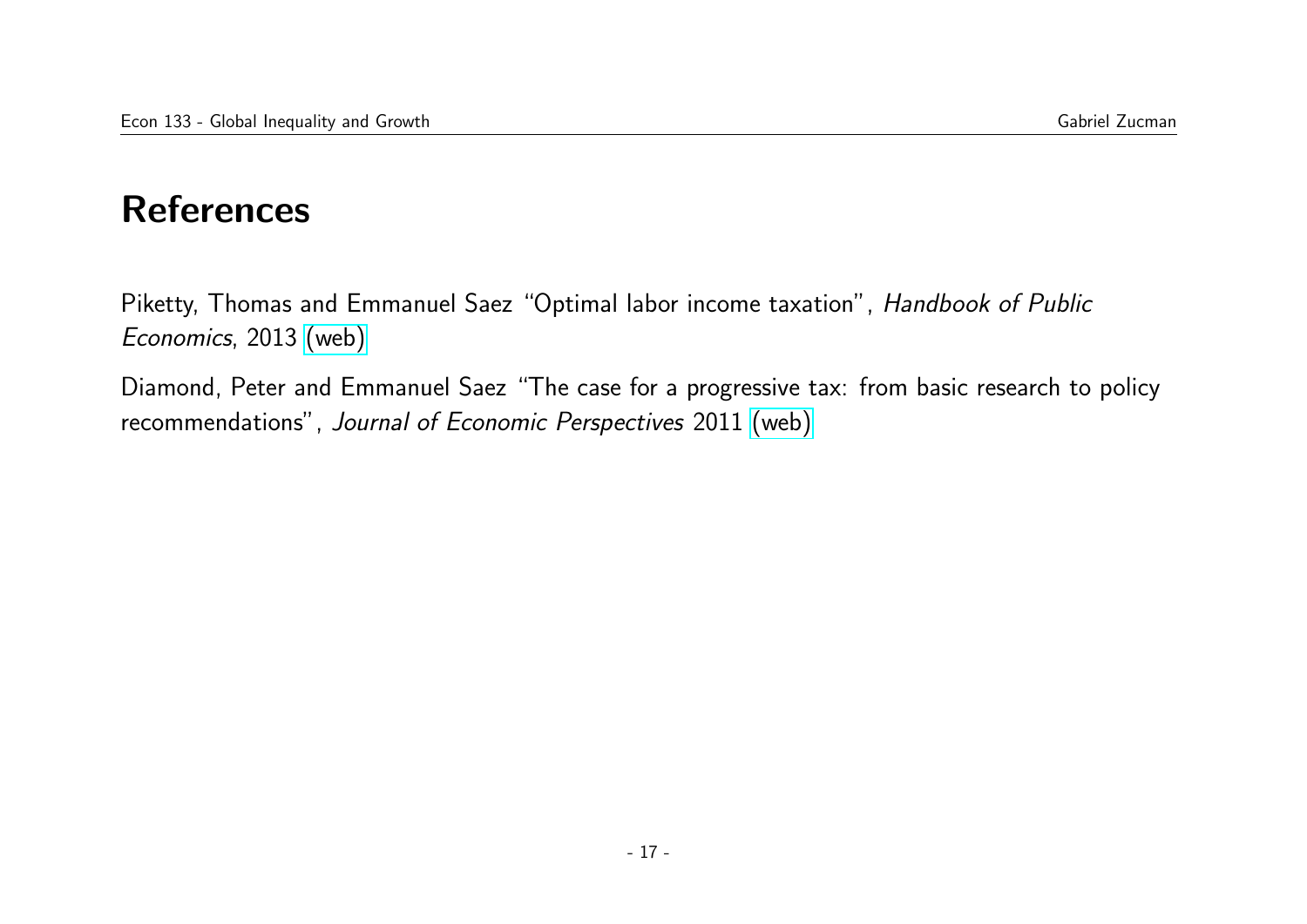# References

Piketty, Thomas and Emmanuel Saez "Optimal labor income taxation", *Handbook of Public Economics*, 2013 (web)

Diamond, Peter and Emmanuel Saez "The case for a progressive tax: from basic research to policy recommendations", *Journal of Economic Perspectives* 2011 (web)